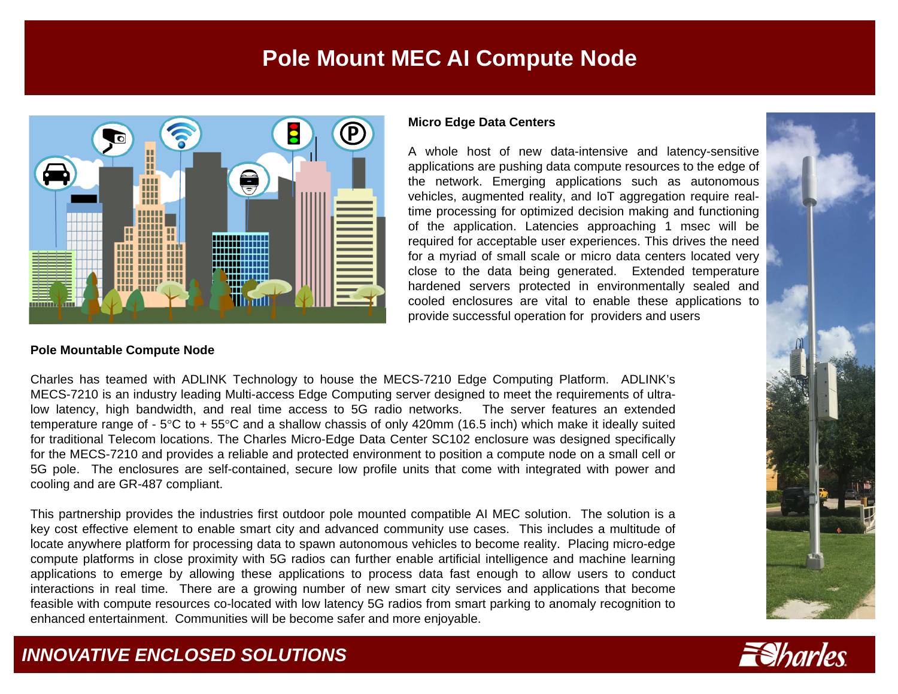# Pole Mount MEC AI Compute Node

### Micro Edge Data Centers

A whole host of new data-intensive and latency-sensitive applications are pushing data compute resources to the edge of the network. Emerging applications such as autonomous vehicles, augmented reality, and IoT aggregation require real-time processing for optimized decision making and functioning of the application. Latencies approaching 1 msec will be required for acceptable user experiences. This drives the need for a myriad of small scale or micro data centers located very close to the data being generated. Extended temperature hardened servers protected in environmentally sealed and cooled enclosures are vital to enable these applications to provide successful operation for providers and users

### Pole Mountable Compute Node

Charles has teamed with ADLINK Technology to house the MECS-7210 Edge Computing Platform. ADLINK's MECS-7210 is an industry leading Multi-access Edge Computing server designed to meet the requirements of ultra-low latency, high bandwidth, and real time access to 5G radio networks. The server features an extended temperature range of - 5°C to + 55°C and a shallow chassis of only 420mm (16.5 inch) which make it ideally suited for traditional Telecom locations. The Charles Micro-Edge Data Center SC102 enclosure was designed specifically for the MECS-7210 and provides a reliable and protected environment to position a compute node on a small cell or 5G pole. The enclosures are self-contained, secure low profile units that come with integrated with power and cooling and are GR-487 compliant.

This partnership provides the industries first outdoor pole mounted compatible AI MEC solution. The solution is a key cost effective element to enable smart city and advanced community use cases. This includes a multitude of locate anywhere platform for processing data to spawn autonomous vehicles to become reality. Placing micro-edge compute platforms in close proximity with 5G radios can further enable artificial intelligence and machine learning applications to emerge by allowing these applications to process data fast enough to allow users to conduct interactions in real time. There are a growing number of new smart city services and applications that become feasible with compute resources co-located with low latency 5G radios from smart parking to anomaly recognition to enhanced entertainment. Communities will be become safer and more enjoyable.

*INNOVATIVE ENCLOSED SOLUTIONS*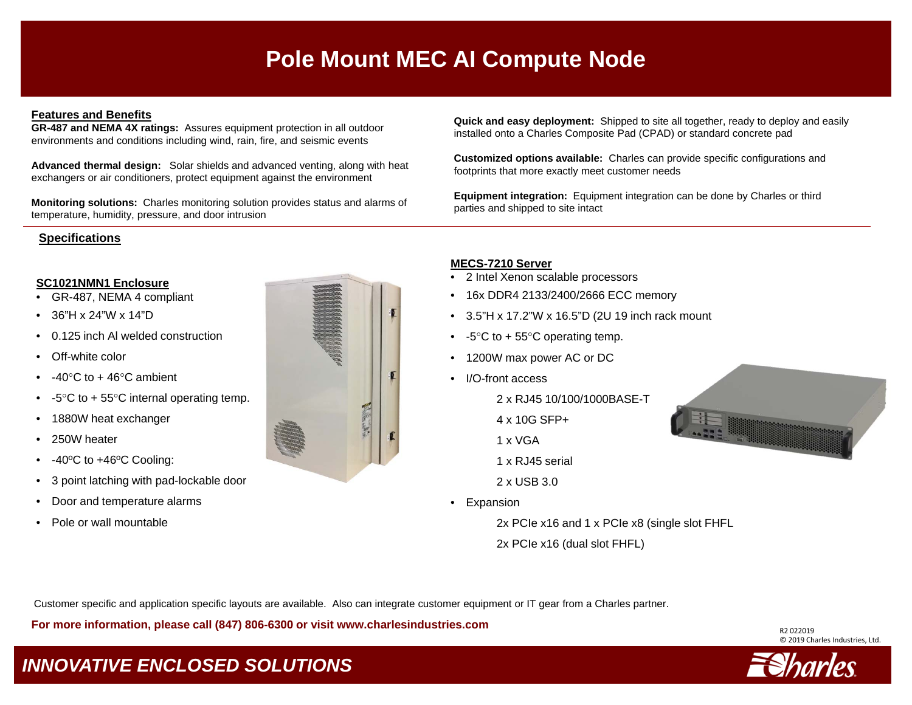# Pole Mount MEC AI Compute Node

## Features and Benefits

**GR-487 and NEMA 4X ratings:** Assures equipment protection in all outdoor environments and conditions including wind, rain, fire, and seismic events

**Advanced thermal design:** Solar shields and advanced venting, along with heat exchangers or air conditioners, protect equipment against the environment

**Monitoring solutions:** Charles monitoring solution provides status and alarms of temperature, humidity, pressure, and door intrusion

**Quick and easy deployment:** Shipped to site all together, ready to deploy and easily installed onto a Charles Composite Pad (CPAD) or standard concrete pad

**Customized options available:** Charles can provide specific configurations and footprints that more exactly meet customer needs

**Equipment integration:** Equipment integration can be done by Charles or third parties and shipped to site intact

## Specifications

### SC1021NMN1 Enclosure

- GR-487, NEMA 4 compliant
- 36"H x 24"W x 14"D
- 0.125 inch Al welded construction
- Off-white color
- -40°C to + 46°C ambient
- -5°C to + 55°C internal operating temp.
- 1880W heat exchanger
- 250W heater
- -40ºC to +46ºC Cooling:
- 3 point latching with pad-lockable door
- Door and temperature alarms
- Pole or wall mountable

### MECS-7210 Server

- 2 Intel Xenon scalable processors
- 16x DDR4 2133/2400/2666 ECC memory
- 3.5"H x 17.2"W x 16.5"D (2U 19 inch rack mount
- -5°C to + 55°C operating temp.
- 1200W max power AC or DC
- I/O-front access
  - 2 x RJ45 10/100/1000BASE-T
  - 4 x 10G SFP+
  - 1 x VGA
  - 1 x RJ45 serial
  - 2 x USB 3.0
- Expansion
  - 2x PCIe x16 and 1 x PCIe x8 (single slot FHFL
  - 2x PCIe x16 (dual slot FHFL)

Customer specific and application specific layouts are available. Also can integrate customer equipment or IT gear from a Charles partner.

**For more information, please call (847) 806-6300 or visit www.charlesindustries.com**

R2 022019

© 2019 Charles Industries, Ltd.

*INNOVATIVE ENCLOSED SOLUTIONS*